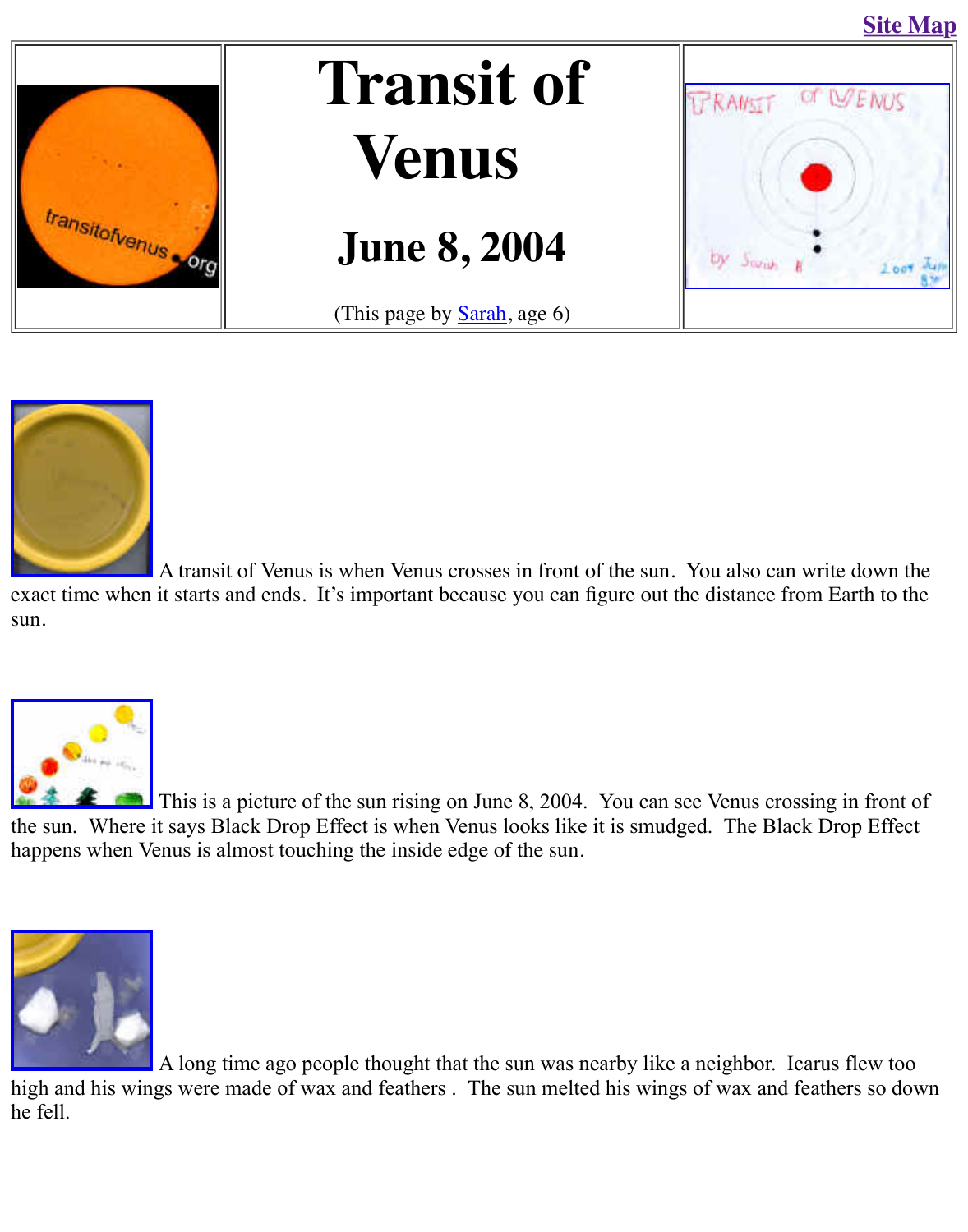Site Map

# Transit of Venus

## June 8, 2004

(This page by Sarah, age 6)

A transit of Venus is when Venus crosses in front of the sun. You also can write down the exact time when it starts and ends. It's important because you can figure out the distance from Earth to the sun.

This is a picture of the sun rising on June 8, 2004. You can see Venus crossing in front of the sun. Where it says Black Drop Effect is when Venus looks like it is smudged. The Black Drop Effect happens when Venus is almost touching the inside edge of the sun.

A long time ago people thought that the sun was nearby like a neighbor. Icarus flew too high and his wings were made of wax and feathers . The sun melted his wings of wax and feathers so down he fell.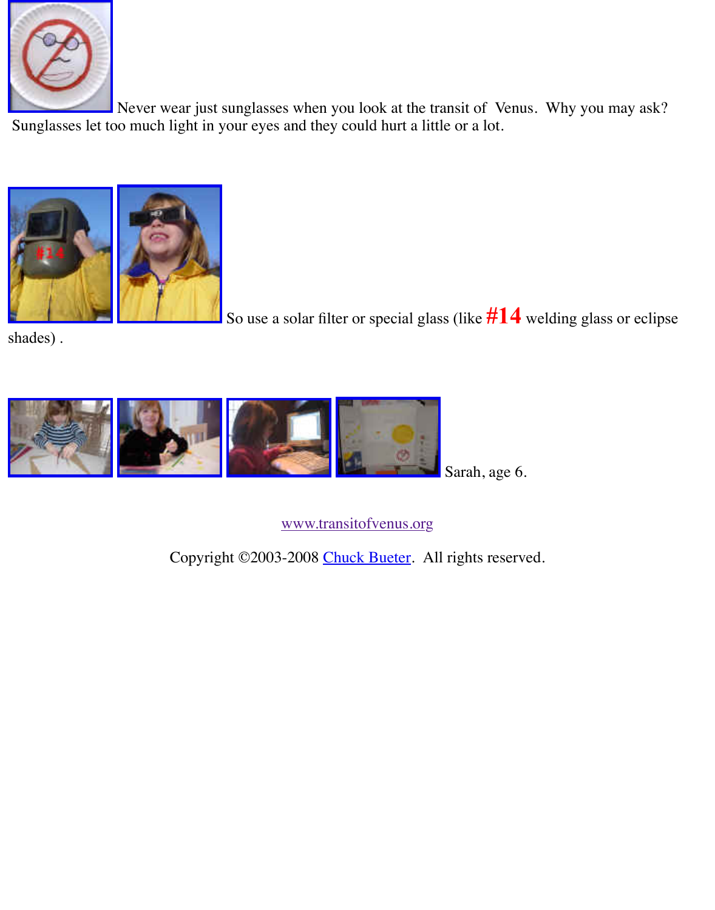Never wear just sunglasses when you look at the transit of Venus. Why you may ask? Sunglasses let too much light in your eyes and they could hurt a little or a lot.

So use a solar filter or special glass (like **#14** welding glass or eclipse shades) .

Sarah, age 6.

www.transitofvenus.org

Copyright ©2003-2008 Chuck Bueter. All rights reserved.